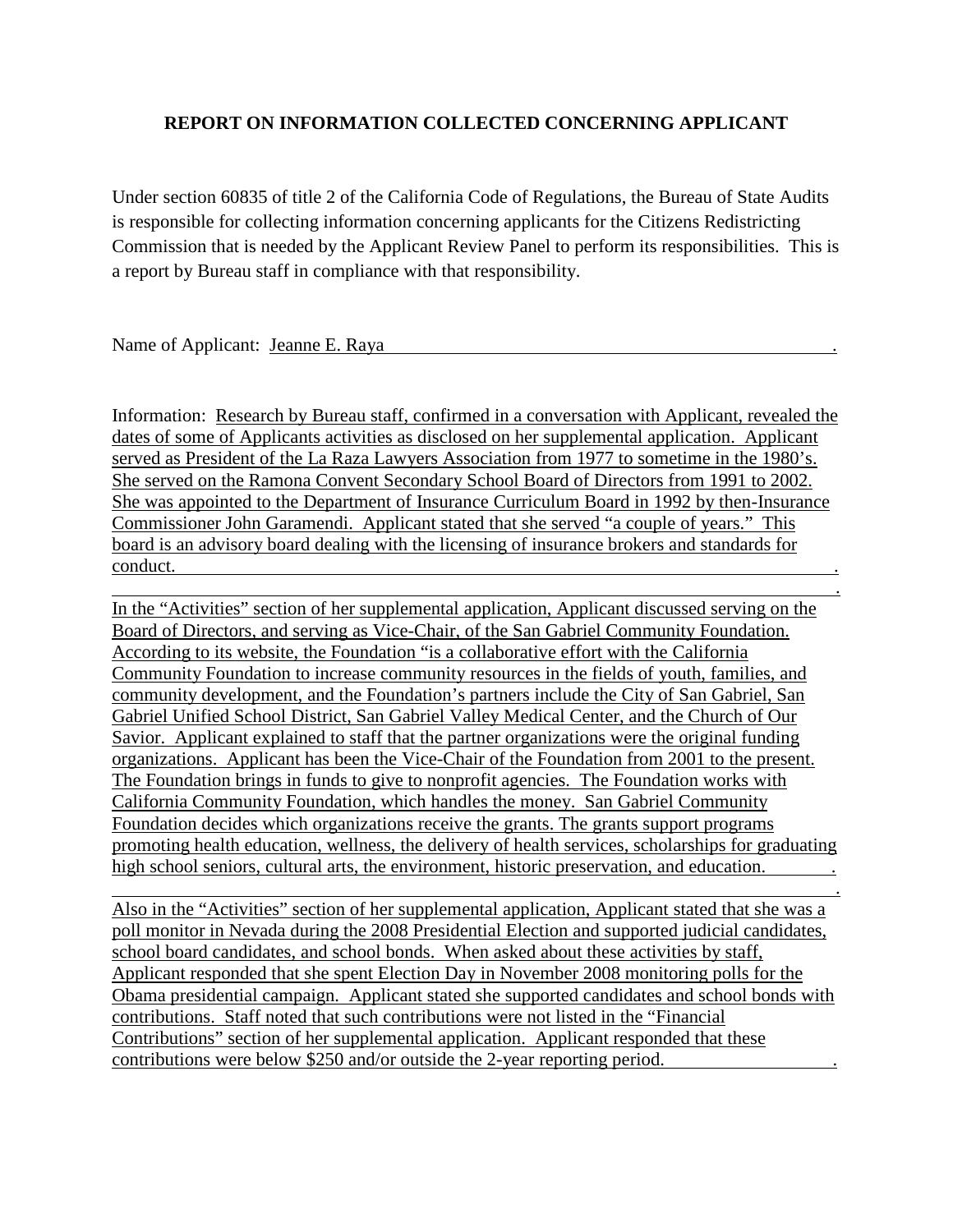# REPORT ON INFORMATION COLLECTED CONCERNING APPLICANT

Under section 60835 of title 2 of the California Code of Regulations, the Bureau of State Audits is responsible for collecting information concerning applicants for the Citizens Redistricting Commission that is needed by the Applicant Review Panel to perform its responsibilities. This is a report by Bureau staff in compliance with that responsibility.

Name of Applicant: Jeanne E. Raya

Information: Research by Bureau staff, confirmed in a conversation with Applicant, revealed the dates of some of Applicants activities as disclosed on her supplemental application. Applicant served as President of the La Raza Lawyers Association from 1977 to sometime in the 1980's. She served on the Ramona Convent Secondary School Board of Directors from 1991 to 2002. She was appointed to the Department of Insurance Curriculum Board in 1992 by then-Insurance Commissioner John Garamendi. Applicant stated that she served "a couple of years." This board is an advisory board dealing with the licensing of insurance brokers and standards for conduct.

In the "Activities" section of her supplemental application, Applicant discussed serving on the Board of Directors, and serving as Vice-Chair, of the San Gabriel Community Foundation. According to its website, the Foundation "is a collaborative effort with the California Community Foundation to increase community resources in the fields of youth, families, and community development, and the Foundation's partners include the City of San Gabriel, San Gabriel Unified School District, San Gabriel Valley Medical Center, and the Church of Our Savior. Applicant explained to staff that the partner organizations were the original funding organizations. Applicant has been the Vice-Chair of the Foundation from 2001 to the present. The Foundation brings in funds to give to nonprofit agencies. The Foundation works with California Community Foundation, which handles the money. San Gabriel Community Foundation decides which organizations receive the grants. The grants support programs promoting health education, wellness, the delivery of health services, scholarships for graduating high school seniors, cultural arts, the environment, historic preservation, and education.

Also in the "Activities" section of her supplemental application, Applicant stated that she was a poll monitor in Nevada during the 2008 Presidential Election and supported judicial candidates, school board candidates, and school bonds. When asked about these activities by staff, Applicant responded that she spent Election Day in November 2008 monitoring polls for the Obama presidential campaign. Applicant stated she supported candidates and school bonds with contributions. Staff noted that such contributions were not listed in the "Financial Contributions" section of her supplemental application. Applicant responded that these contributions were below $250 and/or outside the 2-year reporting period.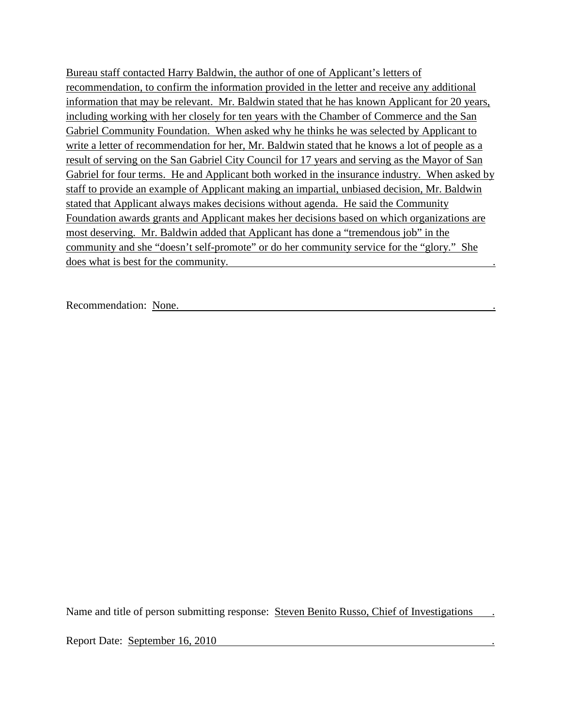Bureau staff contacted Harry Baldwin, the author of one of Applicant's letters of recommendation, to confirm the information provided in the letter and receive any additional information that may be relevant. Mr. Baldwin stated that he has known Applicant for 20 years, including working with her closely for ten years with the Chamber of Commerce and the San Gabriel Community Foundation. When asked why he thinks he was selected by Applicant to write a letter of recommendation for her, Mr. Baldwin stated that he knows a lot of people as a result of serving on the San Gabriel City Council for 17 years and serving as the Mayor of San Gabriel for four terms. He and Applicant both worked in the insurance industry. When asked by staff to provide an example of Applicant making an impartial, unbiased decision, Mr. Baldwin stated that Applicant always makes decisions without agenda. He said the Community Foundation awards grants and Applicant makes her decisions based on which organizations are most deserving. Mr. Baldwin added that Applicant has done a "tremendous job" in the community and she "doesn't self-promote" or do her community service for the "glory." She does what is best for the community.

Recommendation: None.

Name and title of person submitting response: Steven Benito Russo, Chief of Investigations

Report Date: September 16, 2010